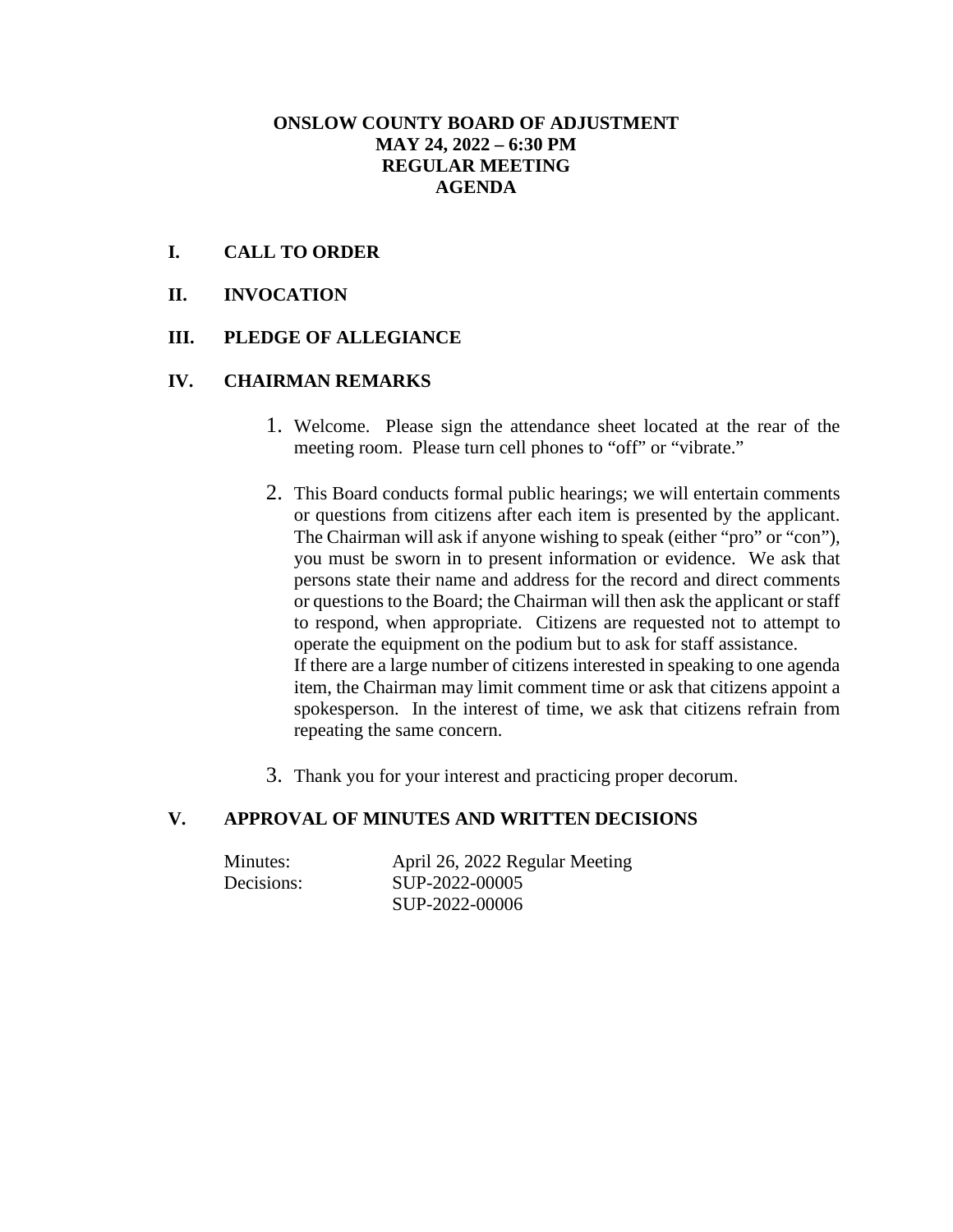# ONSLOW COUNTY BOARD OF ADJUSTMENT
## MAY 24, 2022 – 6:30 PM
## REGULAR MEETING
## AGENDA

**I. CALL TO ORDER**

**II. INVOCATION**

**III. PLEDGE OF ALLEGIANCE**

**IV. CHAIRMAN REMARKS**

1. Welcome. Please sign the attendance sheet located at the rear of the meeting room. Please turn cell phones to "off" or "vibrate."

2. This Board conducts formal public hearings; we will entertain comments or questions from citizens after each item is presented by the applicant. The Chairman will ask if anyone wishing to speak (either "pro" or "con"), you must be sworn in to present information or evidence. We ask that persons state their name and address for the record and direct comments or questions to the Board; the Chairman will then ask the applicant or staff to respond, when appropriate. Citizens are requested not to attempt to operate the equipment on the podium but to ask for staff assistance.
   If there are a large number of citizens interested in speaking to one agenda item, the Chairman may limit comment time or ask that citizens appoint a spokesperson. In the interest of time, we ask that citizens refrain from repeating the same concern.

3. Thank you for your interest and practicing proper decorum.

**V. APPROVAL OF MINUTES AND WRITTEN DECISIONS**

| | |
|---|---|
| Minutes: | April 26, 2022 Regular Meeting |
| Decisions: | SUP-2022-00005 |
| | SUP-2022-00006 |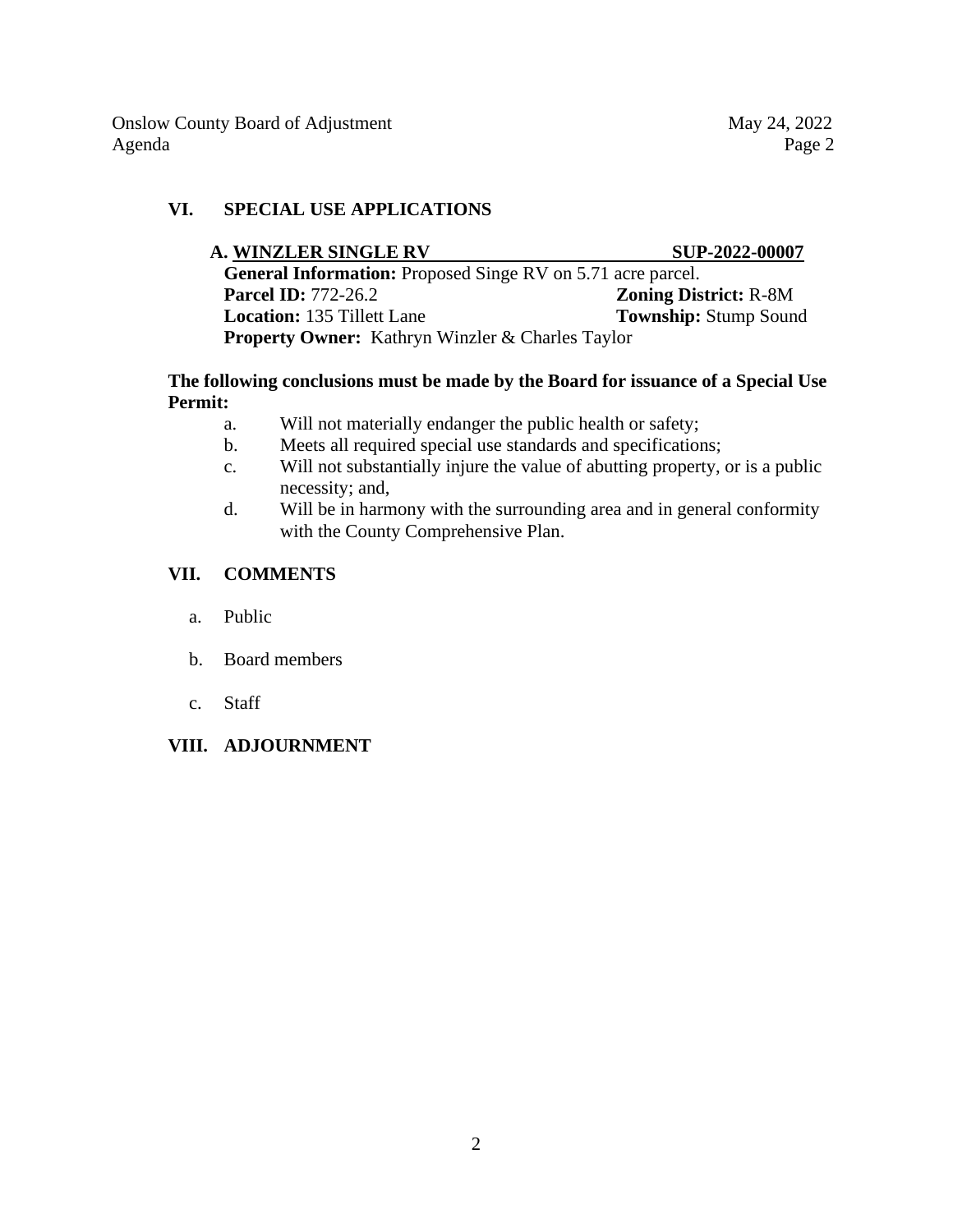## VI. SPECIAL USE APPLICATIONS

### A. WINZLER SINGLE RV SUP-2022-00007

**General Information:** Proposed Singe RV on 5.71 acre parcel.

**Parcel ID:** 772-26.2 **Zoning District:** R-8M

**Location:** 135 Tillett Lane **Township:** Stump Sound

**Property Owner:** Kathryn Winzler & Charles Taylor

**The following conclusions must be made by the Board for issuance of a Special Use Permit:**

a. Will not materially endanger the public health or safety;

b. Meets all required special use standards and specifications;

c. Will not substantially injure the value of abutting property, or is a public necessity; and,

d. Will be in harmony with the surrounding area and in general conformity with the County Comprehensive Plan.

## VII. COMMENTS

a. Public

b. Board members

c. Staff

## VIII. ADJOURNMENT